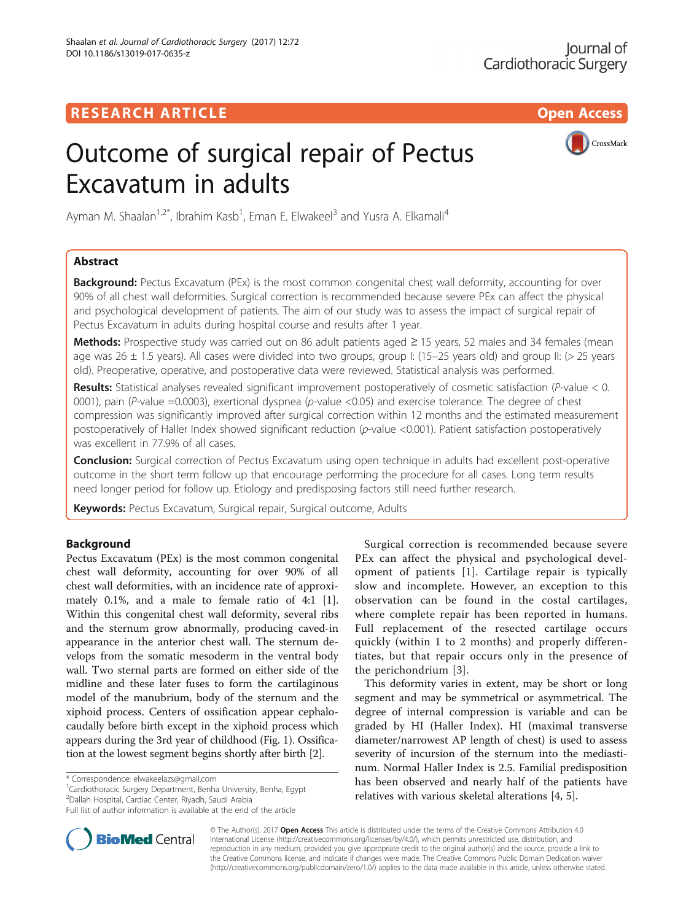# RESEARCH ARTICLE

# Outcome of surgical repair of Pectus Excavatum in adults

Ayman M. Shaalan[1,2*], Ibrahim Kasb[1], Eman E. Elwakeel[3] and Yusra A. Elkamali[4]

## Abstract

**Background:** Pectus Excavatum (PEx) is the most common congenital chest wall deformity, accounting for over 90% of all chest wall deformities. Surgical correction is recommended because severe PEx can affect the physical and psychological development of patients. The aim of our study was to assess the impact of surgical repair of Pectus Excavatum in adults during hospital course and results after 1 year.

**Methods:** Prospective study was carried out on 86 adult patients aged ≥ 15 years, 52 males and 34 females (mean age was 26 ± 1.5 years). All cases were divided into two groups, group I: (15–25 years old) and group II: (> 25 years old). Preoperative, operative, and postoperative data were reviewed. Statistical analysis was performed.

**Results:** Statistical analyses revealed significant improvement postoperatively of cosmetic satisfaction (*P*-value < 0. 0001), pain (*P*-value =0.0003), exertional dyspnea (*p*-value <0.05) and exercise tolerance. The degree of chest compression was significantly improved after surgical correction within 12 months and the estimated measurement postoperatively of Haller Index showed significant reduction (*p*-value <0.001). Patient satisfaction postoperatively was excellent in 77.9% of all cases.

**Conclusion:** Surgical correction of Pectus Excavatum using open technique in adults had excellent post-operative outcome in the short term follow up that encourage performing the procedure for all cases. Long term results need longer period for follow up. Etiology and predisposing factors still need further research.

**Keywords:** Pectus Excavatum, Surgical repair, Surgical outcome, Adults

## Background

Pectus Excavatum (PEx) is the most common congenital chest wall deformity, accounting for over 90% of all chest wall deformities, with an incidence rate of approximately 0.1%, and a male to female ratio of 4:1 [1]. Within this congenital chest wall deformity, several ribs and the sternum grow abnormally, producing caved-in appearance in the anterior chest wall. The sternum develops from the somatic mesoderm in the ventral body wall. Two sternal parts are formed on either side of the midline and these later fuses to form the cartilaginous model of the manubrium, body of the sternum and the xiphoid process. Centers of ossification appear cephalocaudally before birth except in the xiphoid process which appears during the 3rd year of childhood (Fig. 1). Ossification at the lowest segment begins shortly after birth [2].

Surgical correction is recommended because severe PEx can affect the physical and psychological development of patients [1]. Cartilage repair is typically slow and incomplete. However, an exception to this observation can be found in the costal cartilages, where complete repair has been reported in humans. Full replacement of the resected cartilage occurs quickly (within 1 to 2 months) and properly differentiates, but that repair occurs only in the presence of the perichondrium [3].

This deformity varies in extent, may be short or long segment and may be symmetrical or asymmetrical. The degree of internal compression is variable and can be graded by HI (Haller Index). HI (maximal transverse diameter/narrowest AP length of chest) is used to assess severity of incursion of the sternum into the mediastinum. Normal Haller Index is 2.5. Familial predisposition has been observed and nearly half of the patients have relatives with various skeletal alterations [4, 5].

\* Correspondence: elwakeelazs@gmail.com
[1]Cardiothoracic Surgery Department, Benha University, Benha, Egypt
[2]Dallah Hospital, Cardiac Center, Riyadh, Saudi Arabia
Full list of author information is available at the end of the article

© The Author(s). 2017 **Open Access** This article is distributed under the terms of the Creative Commons Attribution 4.0 International License (http://creativecommons.org/licenses/by/4.0/), which permits unrestricted use, distribution, and reproduction in any medium, provided you give appropriate credit to the original author(s) and the source, provide a link to the Creative Commons license, and indicate if changes were made. The Creative Commons Public Domain Dedication waiver (http://creativecommons.org/publicdomain/zero/1.0/) applies to the data made available in this article, unless otherwise stated.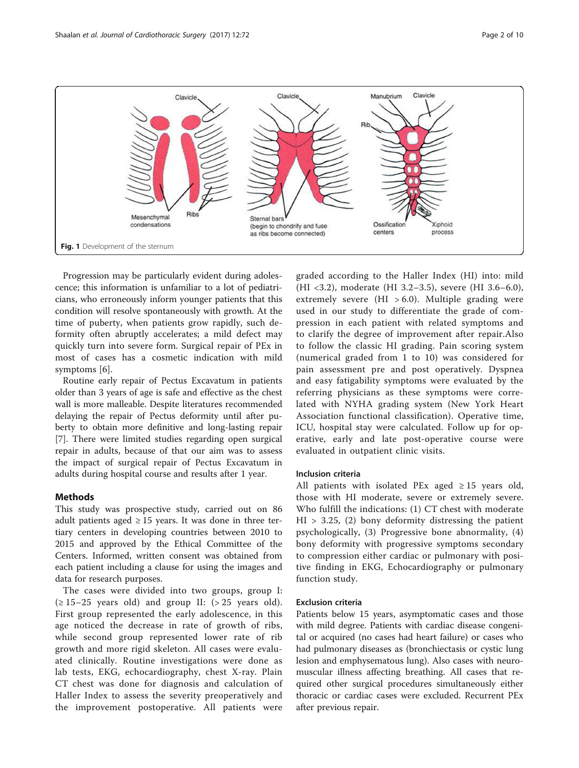Fig. 1 Development of the sternum

Progression may be particularly evident during adolescence; this information is unfamiliar to a lot of pediatricians, who erroneously inform younger patients that this condition will resolve spontaneously with growth. At the time of puberty, when patients grow rapidly, such deformity often abruptly accelerates; a mild defect may quickly turn into severe form. Surgical repair of PEx in most of cases has a cosmetic indication with mild symptoms [6].

Routine early repair of Pectus Excavatum in patients older than 3 years of age is safe and effective as the chest wall is more malleable. Despite literatures recommended delaying the repair of Pectus deformity until after puberty to obtain more definitive and long-lasting repair [7]. There were limited studies regarding open surgical repair in adults, because of that our aim was to assess the impact of surgical repair of Pectus Excavatum in adults during hospital course and results after 1 year.

## Methods

This study was prospective study, carried out on 86 adult patients aged ≥ 15 years. It was done in three tertiary centers in developing countries between 2010 to 2015 and approved by the Ethical Committee of the Centers. Informed, written consent was obtained from each patient including a clause for using the images and data for research purposes.

The cases were divided into two groups, group I: (≥ 15–25 years old) and group II: (> 25 years old). First group represented the early adolescence, in this age noticed the decrease in rate of growth of ribs, while second group represented lower rate of rib growth and more rigid skeleton. All cases were evaluated clinically. Routine investigations were done as lab tests, EKG, echocardiography, chest X-ray. Plain CT chest was done for diagnosis and calculation of Haller Index to assess the severity preoperatively and the improvement postoperative. All patients were graded according to the Haller Index (HI) into: mild (HI <3.2), moderate (HI 3.2–3.5), severe (HI 3.6–6.0), extremely severe (HI > 6.0). Multiple grading were used in our study to differentiate the grade of compression in each patient with related symptoms and to clarify the degree of improvement after repair.Also to follow the classic HI grading. Pain scoring system (numerical graded from 1 to 10) was considered for pain assessment pre and post operatively. Dyspnea and easy fatigability symptoms were evaluated by the referring physicians as these symptoms were correlated with NYHA grading system (New York Heart Association functional classification). Operative time, ICU, hospital stay were calculated. Follow up for operative, early and late post-operative course were evaluated in outpatient clinic visits.

### Inclusion criteria

All patients with isolated PEx aged ≥ 15 years old, those with HI moderate, severe or extremely severe. Who fulfill the indications: (1) CT chest with moderate HI > 3.25, (2) bony deformity distressing the patient psychologically, (3) Progressive bone abnormality, (4) bony deformity with progressive symptoms secondary to compression either cardiac or pulmonary with positive finding in EKG, Echocardiography or pulmonary function study.

### Exclusion criteria

Patients below 15 years, asymptomatic cases and those with mild degree. Patients with cardiac disease congenital or acquired (no cases had heart failure) or cases who had pulmonary diseases as (bronchiectasis or cystic lung lesion and emphysematous lung). Also cases with neuromuscular illness affecting breathing. All cases that required other surgical procedures simultaneously either thoracic or cardiac cases were excluded. Recurrent PEx after previous repair.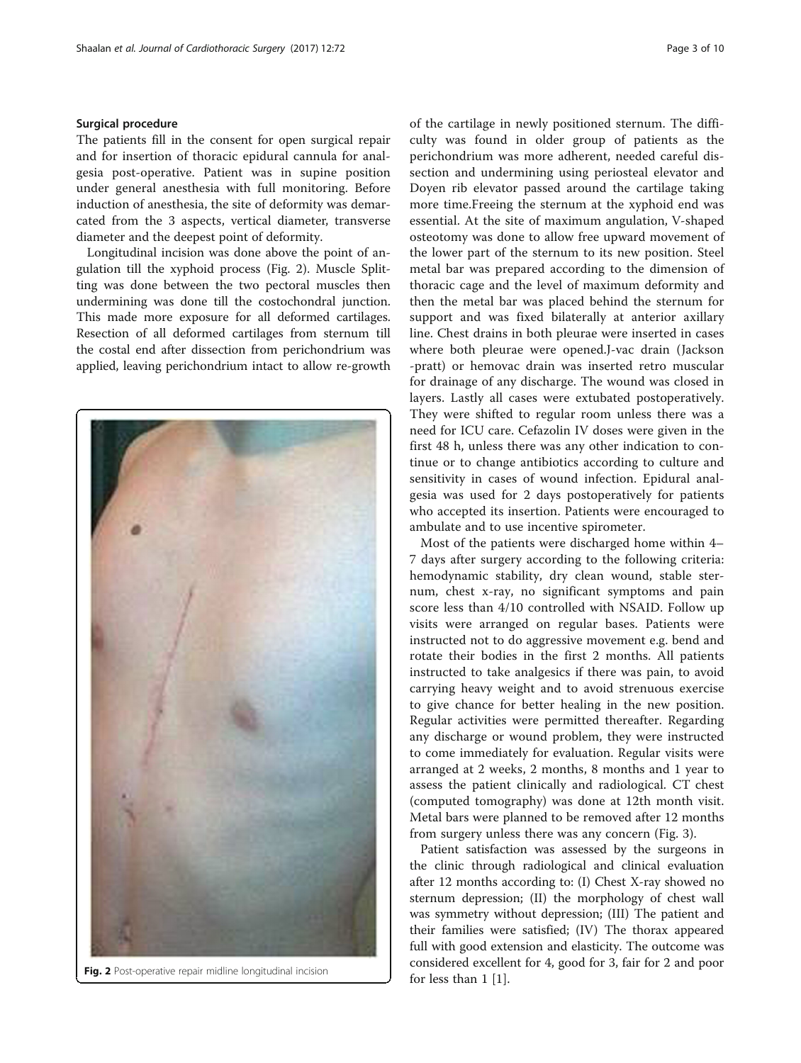### Surgical procedure

The patients fill in the consent for open surgical repair and for insertion of thoracic epidural cannula for analgesia post-operative. Patient was in supine position under general anesthesia with full monitoring. Before induction of anesthesia, the site of deformity was demarcated from the 3 aspects, vertical diameter, transverse diameter and the deepest point of deformity.

Longitudinal incision was done above the point of angulation till the xyphoid process (Fig. 2). Muscle Splitting was done between the two pectoral muscles then undermining was done till the costochondral junction. This made more exposure for all deformed cartilages. Resection of all deformed cartilages from sternum till the costal end after dissection from perichondrium was applied, leaving perichondrium intact to allow re-growth of the cartilage in newly positioned sternum. The difficulty was found in older group of patients as the perichondrium was more adherent, needed careful dissection and undermining using periosteal elevator and Doyen rib elevator passed around the cartilage taking more time.Freeing the sternum at the xyphoid end was essential. At the site of maximum angulation, V-shaped osteotomy was done to allow free upward movement of the lower part of the sternum to its new position. Steel metal bar was prepared according to the dimension of thoracic cage and the level of maximum deformity and then the metal bar was placed behind the sternum for support and was fixed bilaterally at anterior axillary line. Chest drains in both pleurae were inserted in cases where both pleurae were opened.J-vac drain (Jackson -pratt) or hemovac drain was inserted retro muscular for drainage of any discharge. The wound was closed in layers. Lastly all cases were extubated postoperatively. They were shifted to regular room unless there was a need for ICU care. Cefazolin IV doses were given in the first 48 h, unless there was any other indication to continue or to change antibiotics according to culture and sensitivity in cases of wound infection. Epidural analgesia was used for 2 days postoperatively for patients who accepted its insertion. Patients were encouraged to ambulate and to use incentive spirometer.

Fig. 2 Post-operative repair midline longitudinal incision

Most of the patients were discharged home within 4–7 days after surgery according to the following criteria: hemodynamic stability, dry clean wound, stable sternum, chest x-ray, no significant symptoms and pain score less than 4/10 controlled with NSAID. Follow up visits were arranged on regular bases. Patients were instructed not to do aggressive movement e.g. bend and rotate their bodies in the first 2 months. All patients instructed to take analgesics if there was pain, to avoid carrying heavy weight and to avoid strenuous exercise to give chance for better healing in the new position. Regular activities were permitted thereafter. Regarding any discharge or wound problem, they were instructed to come immediately for evaluation. Regular visits were arranged at 2 weeks, 2 months, 8 months and 1 year to assess the patient clinically and radiological. CT chest (computed tomography) was done at 12th month visit. Metal bars were planned to be removed after 12 months from surgery unless there was any concern (Fig. 3).

Patient satisfaction was assessed by the surgeons in the clinic through radiological and clinical evaluation after 12 months according to: (I) Chest X-ray showed no sternum depression; (II) the morphology of chest wall was symmetry without depression; (III) The patient and their families were satisfied; (IV) The thorax appeared full with good extension and elasticity. The outcome was considered excellent for 4, good for 3, fair for 2 and poor for less than 1 [1].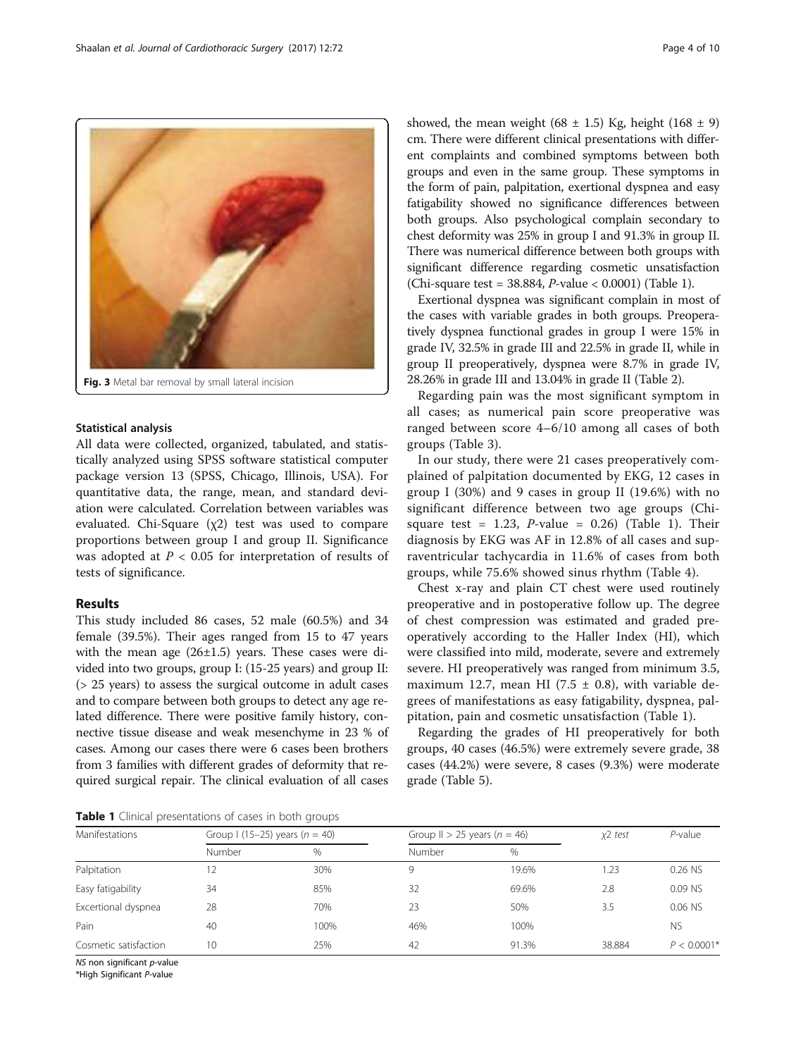Fig. 3 Metal bar removal by small lateral incision

### Statistical analysis

All data were collected, organized, tabulated, and statistically analyzed using SPSS software statistical computer package version 13 (SPSS, Chicago, Illinois, USA). For quantitative data, the range, mean, and standard deviation were calculated. Correlation between variables was evaluated. Chi-Square ($\chi 2$) test was used to compare proportions between group I and group II. Significance was adopted at $P < 0.05$ for interpretation of results of tests of significance.

## Results

This study included 86 cases, 52 male (60.5%) and 34 female (39.5%). Their ages ranged from 15 to 47 years with the mean age (26±1.5) years. These cases were divided into two groups, group I: (15-25 years) and group II: (> 25 years) to assess the surgical outcome in adult cases and to compare between both groups to detect any age related difference. There were positive family history, connective tissue disease and weak mesenchyme in 23 % of cases. Among our cases there were 6 cases been brothers from 3 families with different grades of deformity that required surgical repair. The clinical evaluation of all cases showed, the mean weight (68 ± 1.5) Kg, height (168 ± 9) cm. There were different clinical presentations with different complaints and combined symptoms between both groups and even in the same group. These symptoms in the form of pain, palpitation, exertional dyspnea and easy fatigability showed no significance differences between both groups. Also psychological complain secondary to chest deformity was 25% in group I and 91.3% in group II. There was numerical difference between both groups with significant difference regarding cosmetic unsatisfaction (Chi-square test = 38.884, *P*-value < 0.0001) (Table 1).

Exertional dyspnea was significant complain in most of the cases with variable grades in both groups. Preoperatively dyspnea functional grades in group I were 15% in grade IV, 32.5% in grade III and 22.5% in grade II, while in group II preoperatively, dyspnea were 8.7% in grade IV, 28.26% in grade III and 13.04% in grade II (Table 2).

Regarding pain was the most significant symptom in all cases; as numerical pain score preoperative was ranged between score 4–6/10 among all cases of both groups (Table 3).

In our study, there were 21 cases preoperatively complained of palpitation documented by EKG, 12 cases in group I (30%) and 9 cases in group II (19.6%) with no significant difference between two age groups (Chi-square test = 1.23, *P*-value = 0.26) (Table 1). Their diagnosis by EKG was AF in 12.8% of all cases and supraventricular tachycardia in 11.6% of cases from both groups, while 75.6% showed sinus rhythm (Table 4).

Chest x-ray and plain CT chest were used routinely preoperative and in postoperative follow up. The degree of chest compression was estimated and graded preoperatively according to the Haller Index (HI), which were classified into mild, moderate, severe and extremely severe. HI preoperatively was ranged from minimum 3.5, maximum 12.7, mean HI (7.5 ± 0.8), with variable degrees of manifestations as easy fatigability, dyspnea, palpitation, pain and cosmetic unsatisfaction (Table 1).

Regarding the grades of HI preoperatively for both groups, 40 cases (46.5%) were extremely severe grade, 38 cases (44.2%) were severe, 8 cases (9.3%) were moderate grade (Table 5).

**Table 1** Clinical presentations of cases in both groups

| Manifestations | Group I (15–25) years (*n* = 40) | | Group II > 25 years (*n* = 46) | | $\chi 2$ *test* | *P*-value |
|---|---|---|---|---|---|---|
| | Number | % | Number | % | | |
| Palpitation | 12 | 30% | 9 | 19.6% | 1.23 | 0.26 NS |
| Easy fatigability | 34 | 85% | 32 | 69.6% | 2.8 | 0.09 NS |
| Excertional dyspnea | 28 | 70% | 23 | 50% | 3.5 | 0.06 NS |
| Pain | 40 | 100% | 46% | 100% | | NS |
| Cosmetic satisfaction | 10 | 25% | 42 | 91.3% | 38.884 | $P < 0.0001$* |

*NS* non significant *p*-value

*High Significant *P*-value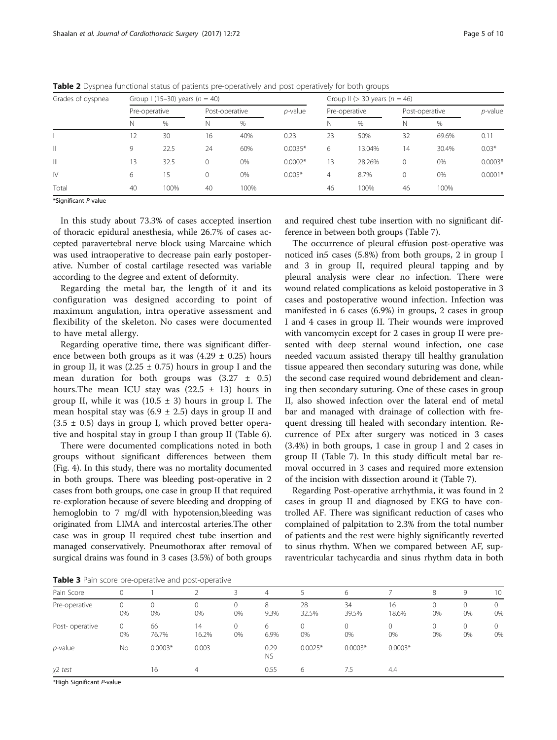**Table 2** Dyspnea functional status of patients pre-operatively and post operatively for both groups

| Grades of dyspnea | Group I (15–30) years ($n$ = 40) | | | | | Group II (> 30 years ($n$ = 46) | | | | |
|---|---|---|---|---|---|---|---|---|---|---|
| | Pre-operative | | Post-operative | | $p$-value | Pre-operative | | Post-operative | | $p$-value |
| | N | % | N | % | | N | % | N | % | |
| I | 12 | 30 | 16 | 40% | 0.23 | 23 | 50% | 32 | 69.6% | 0.11 |
| II | 9 | 22.5 | 24 | 60% | 0.0035* | 6 | 13.04% | 14 | 30.4% | 0.03* |
| III | 13 | 32.5 | 0 | 0% | 0.0002* | 13 | 28.26% | 0 | 0% | 0.0003* |
| IV | 6 | 15 | 0 | 0% | 0.005* | 4 | 8.7% | 0 | 0% | 0.0001* |
| Total | 40 | 100% | 40 | 100% | | 46 | 100% | 46 | 100% | |

*Significant $P$-value

In this study about 73.3% of cases accepted insertion of thoracic epidural anesthesia, while 26.7% of cases accepted paravertebral nerve block using Marcaine which was used intraoperative to decrease pain early postoperative. Number of costal cartilage resected was variable according to the degree and extent of deformity.

Regarding the metal bar, the length of it and its configuration was designed according to point of maximum angulation, intra operative assessment and flexibility of the skeleton. No cases were documented to have metal allergy.

Regarding operative time, there was significant difference between both groups as it was (4.29 ± 0.25) hours in group II, it was (2.25 ± 0.75) hours in group I and the mean duration for both groups was (3.27 ± 0.5) hours.The mean ICU stay was (22.5 ± 13) hours in group II, while it was (10.5 ± 3) hours in group I. The mean hospital stay was (6.9 ± 2.5) days in group II and (3.5 ± 0.5) days in group I, which proved better operative and hospital stay in group I than group II (Table 6).

There were documented complications noted in both groups without significant differences between them (Fig. 4). In this study, there was no mortality documented in both groups. There was bleeding post-operative in 2 cases from both groups, one case in group II that required re-exploration because of severe bleeding and dropping of hemoglobin to 7 mg/dl with hypotension,bleeding was originated from LIMA and intercostal arteries.The other case was in group II required chest tube insertion and managed conservatively. Pneumothorax after removal of surgical drains was found in 3 cases (3.5%) of both groups and required chest tube insertion with no significant difference in between both groups (Table 7).

The occurrence of pleural effusion post-operative was noticed in5 cases (5.8%) from both groups, 2 in group I and 3 in group II, required pleural tapping and by pleural analysis were clear no infection. There were wound related complications as keloid postoperative in 3 cases and postoperative wound infection. Infection was manifested in 6 cases (6.9%) in groups, 2 cases in group I and 4 cases in group II. Their wounds were improved with vancomycin except for 2 cases in group II were presented with deep sternal wound infection, one case needed vacuum assisted therapy till healthy granulation tissue appeared then secondary suturing was done, while the second case required wound debridement and cleaning then secondary suturing. One of these cases in group II, also showed infection over the lateral end of metal bar and managed with drainage of collection with frequent dressing till healed with secondary intention. Recurrence of PEx after surgery was noticed in 3 cases (3.4%) in both groups, 1 case in group I and 2 cases in group II (Table 7). In this study difficult metal bar removal occurred in 3 cases and required more extension of the incision with dissection around it (Table 7).

Regarding Post-operative arrhythmia, it was found in 2 cases in group II and diagnosed by EKG to have controlled AF. There was significant reduction of cases who complained of palpitation to 2.3% from the total number of patients and the rest were highly significantly reverted to sinus rhythm. When we compared between AF, supraventricular tachycardia and sinus rhythm data in both

**Table 3** Pain score pre-operative and post-operative

| Pain Score | 0 | 1 | 2 | 3 | 4 | 5 | 6 | 7 | 8 | 9 | 10 |
|---|---|---|---|---|---|---|---|---|---|---|---|
| Pre-operative | 0<br>0% | 0<br>0% | 0<br>0% | 0<br>0% | 8<br>9.3% | 28<br>32.5% | 34<br>39.5% | 16<br>18.6% | 0<br>0% | 0<br>0% | 0<br>0% |
| Post- operative | 0<br>0% | 66<br>76.7% | 14<br>16.2% | 0<br>0% | 6<br>6.9% | 0<br>0% | 0<br>0% | 0<br>0% | 0<br>0% | 0<br>0% | 0<br>0% |
| $p$-value | No | 0.0003* | 0.003 | | 0.29<br>NS | 0.0025* | 0.0003* | 0.0003* | | | |
| $\chi 2$ test | | 16 | 4 | | 0.55 | 6 | 7.5 | 4.4 | | | |

*High Significant $P$-value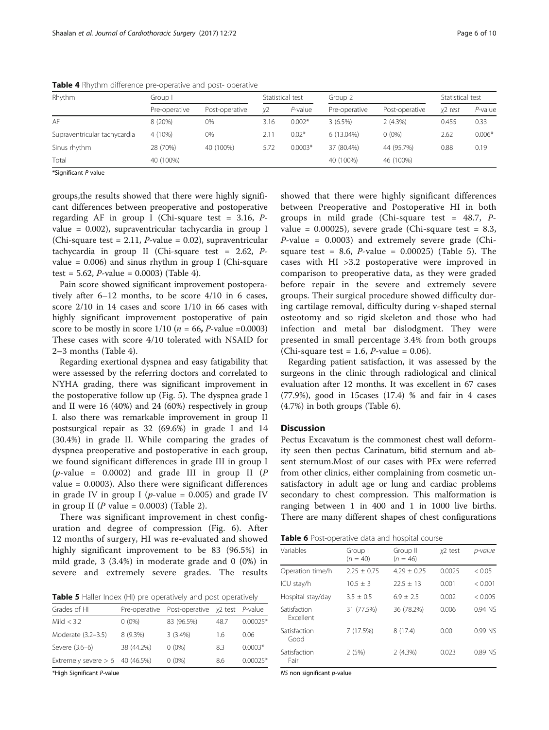**Table 4** Rhythm difference pre-operative and post- operative

| Rhythm | Group I | | Statistical test | | Group 2 | | Statistical test | |
|---|---|---|---|---|---|---|---|---|
| | Pre-operative | Post-operative | $\chi 2$ | *P*-value | Pre-operative | Post-operative | $\chi 2$ test | *P*-value |
| AF | 8 (20%) | 0% | 3.16 | 0.002* | 3 (6.5%) | 2 (4.3%) | 0.455 | 0.33 |
| Supraventricular tachycardia | 4 (10%) | 0% | 2.11 | 0.02* | 6 (13.04%) | 0 (0%) | 2.62 | 0.006* |
| Sinus rhythm | 28 (70%) | 40 (100%) | 5.72 | 0.0003* | 37 (80.4%) | 44 (95.7%) | 0.88 | 0.19 |
| Total | 40 (100%) | | | | 40 (100%) | 46 (100%) | | |

*Significant *P*-value

groups,the results showed that there were highly significant differences between preoperative and postoperative regarding AF in group I (Chi-square test = 3.16, *P*-value = 0.002), supraventricular tachycardia in group I (Chi-square test = 2.11, *P*-value = 0.02), supraventricular tachycardia in group II (Chi-square test = 2.62, *P*-value = 0.006) and sinus rhythm in group I (Chi-square test = 5.62, *P*-value = 0.0003) (Table 4).

Pain score showed significant improvement postoperatively after 6–12 months, to be score 4/10 in 6 cases, score 2/10 in 14 cases and score 1/10 in 66 cases with highly significant improvement postoperative of pain score to be mostly in score 1/10 ($n$ = 66, *P*-value =0.0003) These cases with score 4/10 tolerated with NSAID for 2–3 months (Table 4).

Regarding exertional dyspnea and easy fatigability that were assessed by the referring doctors and correlated to NYHA grading, there was significant improvement in the postoperative follow up (Fig. 5). The dyspnea grade I and II were 16 (40%) and 24 (60%) respectively in group I. also there was remarkable improvement in group II postsurgical repair as 32 (69.6%) in grade I and 14 (30.4%) in grade II. While comparing the grades of dyspnea preoperative and postoperative in each group, we found significant differences in grade III in group I (*p*-value = 0.0002) and grade III in group II (*P* value = 0.0003). Also there were significant differences in grade IV in group I (*p*-value = 0.005) and grade IV in group II (*P* value = 0.0003) (Table 2).

There was significant improvement in chest configuration and degree of compression (Fig. 6). After 12 months of surgery, HI was re-evaluated and showed highly significant improvement to be 83 (96.5%) in mild grade, 3 (3.4%) in moderate grade and 0 (0%) in severe and extremely severe grades. The results showed that there were highly significant differences between Preoperative and Postoperative HI in both groups in mild grade (Chi-square test = 48.7, *P*-value = 0.00025), severe grade (Chi-square test = 8.3, *P*-value = 0.0003) and extremely severe grade (Chi-square test = 8.6, *P*-value = 0.00025) (Table 5). The cases with HI >3.2 postoperative were improved in comparison to preoperative data, as they were graded before repair in the severe and extremely severe groups. Their surgical procedure showed difficulty during cartilage removal, difficulty during v-shaped sternal osteotomy and so rigid skeleton and those who had infection and metal bar dislodgment. They were presented in small percentage 3.4% from both groups (Chi-square test = 1.6, *P*-value = 0.06).

Regarding patient satisfaction, it was assessed by the surgeons in the clinic through radiological and clinical evaluation after 12 months. It was excellent in 67 cases (77.9%), good in 15cases (17.4) % and fair in 4 cases (4.7%) in both groups (Table 6).

**Table 5** Haller Index (HI) pre operatively and post operatively

| Grades of HI | Pre-operative | Post-operative | $\chi 2$ test | *P*-value |
|---|---|---|---|---|
| Mild < 3.2 | 0 (0%) | 83 (96.5%) | 48.7 | 0.00025* |
| Moderate (3.2–3.5) | 8 (9.3%) | 3 (3.4%) | 1.6 | 0.06 |
| Severe (3.6–6) | 38 (44.2%) | 0 (0%) | 8.3 | 0.0003* |
| Extremely severe > 6 | 40 (46.5%) | 0 (0%) | 8.6 | 0.00025* |

*High Significant *P*-value

## Discussion

Pectus Excavatum is the commonest chest wall deformity seen then pectus Carinatum, bifid sternum and absent sternum.Most of our cases with PEx were referred from other clinics, either complaining from cosmetic unsatisfactory in adult age or lung and cardiac problems secondary to chest compression. This malformation is ranging between 1 in 400 and 1 in 1000 live births. There are many different shapes of chest configurations

**Table 6** Post-operative data and hospital course

| Variables | Group I ($n$ = 40) | Group II ($n$ = 46) | $\chi 2$ test | *p-value* |
|---|---|---|---|---|
| Operation time/h | 2.25 ± 0.75 | 4.29 ± 0.25 | 0.0025 | < 0.05 |
| ICU stay/h | 10.5 ± 3 | 22.5 ± 13 | 0.001 | < 0.001 |
| Hospital stay/day | 3.5 ± 0.5 | 6.9 ± 2.5 | 0.002 | < 0.005 |
| Satisfaction Excellent | 31 (77.5%) | 36 (78.2%) | 0.006 | 0.94 NS |
| Satisfaction Good | 7 (17.5%) | 8 (17.4) | 0.00 | 0.99 NS |
| Satisfaction Fair | 2 (5%) | 2 (4.3%) | 0.023 | 0.89 NS |

*NS* non significant *p*-value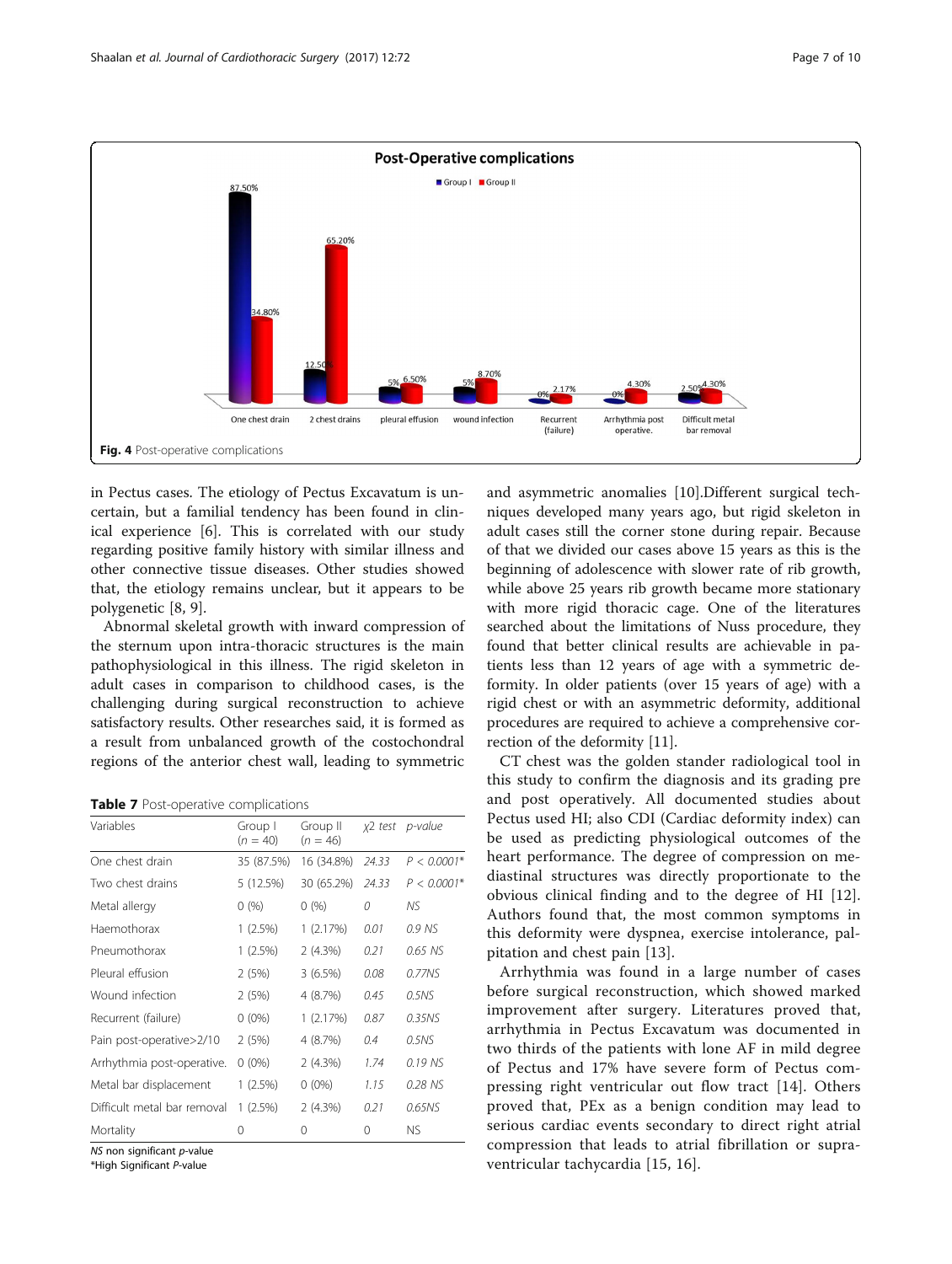**Fig. 4** Post-operative complications

in Pectus cases. The etiology of Pectus Excavatum is uncertain, but a familial tendency has been found in clinical experience [6]. This is correlated with our study regarding positive family history with similar illness and other connective tissue diseases. Other studies showed that, the etiology remains unclear, but it appears to be polygenetic [8, 9].

Abnormal skeletal growth with inward compression of the sternum upon intra-thoracic structures is the main pathophysiological in this illness. The rigid skeleton in adult cases in comparison to childhood cases, is the challenging during surgical reconstruction to achieve satisfactory results. Other researches said, it is formed as a result from unbalanced growth of the costochondral regions of the anterior chest wall, leading to symmetric and asymmetric anomalies [10].Different surgical techniques developed many years ago, but rigid skeleton in adult cases still the corner stone during repair. Because of that we divided our cases above 15 years as this is the beginning of adolescence with slower rate of rib growth, while above 25 years rib growth became more stationary with more rigid thoracic cage. One of the literatures searched about the limitations of Nuss procedure, they found that better clinical results are achievable in patients less than 12 years of age with a symmetric deformity. In older patients (over 15 years of age) with a rigid chest or with an asymmetric deformity, additional procedures are required to achieve a comprehensive correction of the deformity [11].

**Table 7** Post-operative complications

| Variables | Group I ($n$ = 40) | Group II ($n$ = 46) | $\chi$2 test | p-value |
|---|---|---|---|---|
| One chest drain | 35 (87.5%) | 16 (34.8%) | 24.33 | $P < 0.0001$* |
| Two chest drains | 5 (12.5%) | 30 (65.2%) | 24.33 | $P < 0.0001$* |
| Metal allergy | 0 (%) | 0 (%) | 0 | NS |
| Haemothorax | 1 (2.5%) | 1 (2.17%) | 0.01 | 0.9 NS |
| Pneumothorax | 1 (2.5%) | 2 (4.3%) | 0.21 | 0.65 NS |
| Pleural effusion | 2 (5%) | 3 (6.5%) | 0.08 | 0.77NS |
| Wound infection | 2 (5%) | 4 (8.7%) | 0.45 | 0.5NS |
| Recurrent (failure) | 0 (0%) | 1 (2.17%) | 0.87 | 0.35NS |
| Pain post-operative>2/10 | 2 (5%) | 4 (8.7%) | 0.4 | 0.5NS |
| Arrhythmia post-operative. | 0 (0%) | 2 (4.3%) | 1.74 | 0.19 NS |
| Metal bar displacement | 1 (2.5%) | 0 (0%) | 1.15 | 0.28 NS |
| Difficult metal bar removal | 1 (2.5%) | 2 (4.3%) | 0.21 | 0.65NS |
| Mortality | 0 | 0 | 0 | NS |

NS non significant p-value
*High Significant P-value

CT chest was the golden stander radiological tool in this study to confirm the diagnosis and its grading pre and post operatively. All documented studies about Pectus used HI; also CDI (Cardiac deformity index) can be used as predicting physiological outcomes of the heart performance. The degree of compression on mediastinal structures was directly proportionate to the obvious clinical finding and to the degree of HI [12]. Authors found that, the most common symptoms in this deformity were dyspnea, exercise intolerance, palpitation and chest pain [13].

Arrhythmia was found in a large number of cases before surgical reconstruction, which showed marked improvement after surgery. Literatures proved that, arrhythmia in Pectus Excavatum was documented in two thirds of the patients with lone AF in mild degree of Pectus and 17% have severe form of Pectus compressing right ventricular out flow tract [14]. Others proved that, PEx as a benign condition may lead to serious cardiac events secondary to direct right atrial compression that leads to atrial fibrillation or supraventricular tachycardia [15, 16].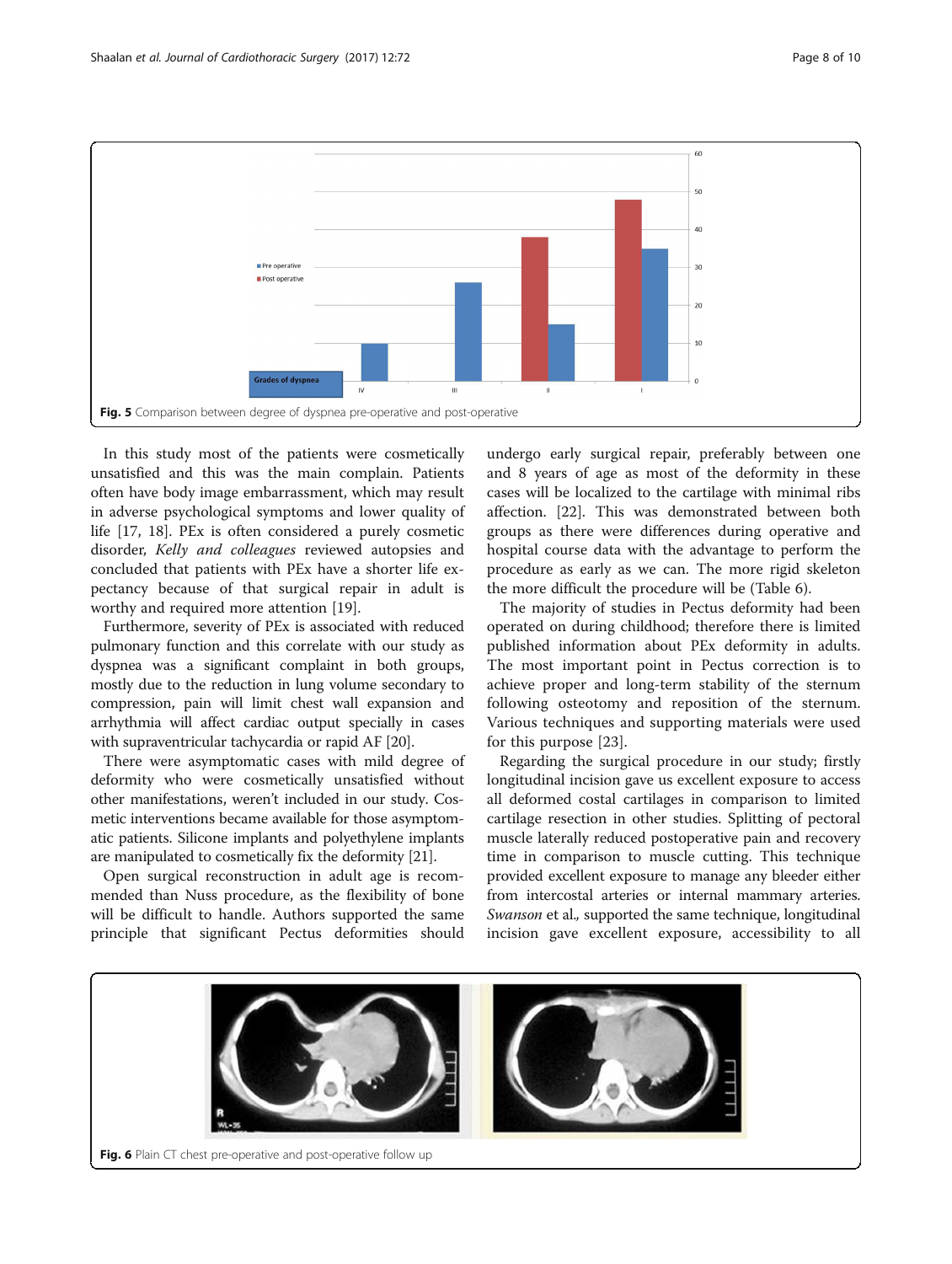Fig. 5 Comparison between degree of dyspnea pre-operative and post-operative

In this study most of the patients were cosmetically unsatisfied and this was the main complain. Patients often have body image embarrassment, which may result in adverse psychological symptoms and lower quality of life [17, 18]. PEx is often considered a purely cosmetic disorder, *Kelly and colleagues* reviewed autopsies and concluded that patients with PEx have a shorter life expectancy because of that surgical repair in adult is worthy and required more attention [19].

Furthermore, severity of PEx is associated with reduced pulmonary function and this correlate with our study as dyspnea was a significant complaint in both groups, mostly due to the reduction in lung volume secondary to compression, pain will limit chest wall expansion and arrhythmia will affect cardiac output specially in cases with supraventricular tachycardia or rapid AF [20].

There were asymptomatic cases with mild degree of deformity who were cosmetically unsatisfied without other manifestations, weren't included in our study. Cosmetic interventions became available for those asymptomatic patients. Silicone implants and polyethylene implants are manipulated to cosmetically fix the deformity [21].

Open surgical reconstruction in adult age is recommended than Nuss procedure, as the flexibility of bone will be difficult to handle. Authors supported the same principle that significant Pectus deformities should undergo early surgical repair, preferably between one and 8 years of age as most of the deformity in these cases will be localized to the cartilage with minimal ribs affection. [22]. This was demonstrated between both groups as there were differences during operative and hospital course data with the advantage to perform the procedure as early as we can. The more rigid skeleton the more difficult the procedure will be (Table 6).

The majority of studies in Pectus deformity had been operated on during childhood; therefore there is limited published information about PEx deformity in adults. The most important point in Pectus correction is to achieve proper and long-term stability of the sternum following osteotomy and reposition of the sternum. Various techniques and supporting materials were used for this purpose [23].

Regarding the surgical procedure in our study; firstly longitudinal incision gave us excellent exposure to access all deformed costal cartilages in comparison to limited cartilage resection in other studies. Splitting of pectoral muscle laterally reduced postoperative pain and recovery time in comparison to muscle cutting. This technique provided excellent exposure to manage any bleeder either from intercostal arteries or internal mammary arteries. *Swanson* et al., supported the same technique, longitudinal incision gave excellent exposure, accessibility to all

Fig. 6 Plain CT chest pre-operative and post-operative follow up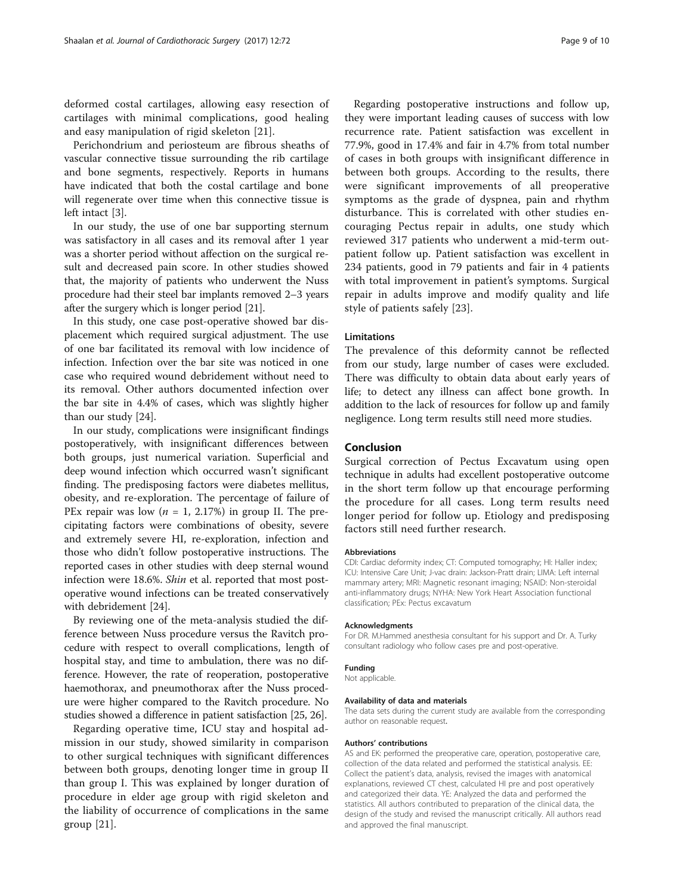deformed costal cartilages, allowing easy resection of cartilages with minimal complications, good healing and easy manipulation of rigid skeleton [21].

Perichondrium and periosteum are fibrous sheaths of vascular connective tissue surrounding the rib cartilage and bone segments, respectively. Reports in humans have indicated that both the costal cartilage and bone will regenerate over time when this connective tissue is left intact [3].

In our study, the use of one bar supporting sternum was satisfactory in all cases and its removal after 1 year was a shorter period without affection on the surgical result and decreased pain score. In other studies showed that, the majority of patients who underwent the Nuss procedure had their steel bar implants removed 2–3 years after the surgery which is longer period [21].

In this study, one case post-operative showed bar displacement which required surgical adjustment. The use of one bar facilitated its removal with low incidence of infection. Infection over the bar site was noticed in one case who required wound debridement without need to its removal. Other authors documented infection over the bar site in 4.4% of cases, which was slightly higher than our study [24].

In our study, complications were insignificant findings postoperatively, with insignificant differences between both groups, just numerical variation. Superficial and deep wound infection which occurred wasn't significant finding. The predisposing factors were diabetes mellitus, obesity, and re-exploration. The percentage of failure of PEx repair was low ($n$ = 1, 2.17%) in group II. The precipitating factors were combinations of obesity, severe and extremely severe HI, re-exploration, infection and those who didn't follow postoperative instructions. The reported cases in other studies with deep sternal wound infection were 18.6%. *Shin* et al. reported that most postoperative wound infections can be treated conservatively with debridement [24].

By reviewing one of the meta-analysis studied the difference between Nuss procedure versus the Ravitch procedure with respect to overall complications, length of hospital stay, and time to ambulation, there was no difference. However, the rate of reoperation, postoperative haemothorax, and pneumothorax after the Nuss procedure were higher compared to the Ravitch procedure. No studies showed a difference in patient satisfaction [25, 26].

Regarding operative time, ICU stay and hospital admission in our study, showed similarity in comparison to other surgical techniques with significant differences between both groups, denoting longer time in group II than group I. This was explained by longer duration of procedure in elder age group with rigid skeleton and the liability of occurrence of complications in the same group [21].

Regarding postoperative instructions and follow up, they were important leading causes of success with low recurrence rate. Patient satisfaction was excellent in 77.9%, good in 17.4% and fair in 4.7% from total number of cases in both groups with insignificant difference in between both groups. According to the results, there were significant improvements of all preoperative symptoms as the grade of dyspnea, pain and rhythm disturbance. This is correlated with other studies encouraging Pectus repair in adults, one study which reviewed 317 patients who underwent a mid-term outpatient follow up. Patient satisfaction was excellent in 234 patients, good in 79 patients and fair in 4 patients with total improvement in patient's symptoms. Surgical repair in adults improve and modify quality and life style of patients safely [23].

### Limitations

The prevalence of this deformity cannot be reflected from our study, large number of cases were excluded. There was difficulty to obtain data about early years of life; to detect any illness can affect bone growth. In addition to the lack of resources for follow up and family negligence. Long term results still need more studies.

## Conclusion

Surgical correction of Pectus Excavatum using open technique in adults had excellent postoperative outcome in the short term follow up that encourage performing the procedure for all cases. Long term results need longer period for follow up. Etiology and predisposing factors still need further research.

#### Abbreviations

CDI: Cardiac deformity index; CT: Computed tomography; HI: Haller index; ICU: Intensive Care Unit; J-vac drain: Jackson-Pratt drain; LIMA: Left internal mammary artery; MRI: Magnetic resonant imaging; NSAID: Non-steroidal anti-inflammatory drugs; NYHA: New York Heart Association functional classification; PEx: Pectus excavatum

#### Acknowledgments

For DR. M.Hammed anesthesia consultant for his support and Dr. A. Turky consultant radiology who follow cases pre and post-operative.

#### Funding

Not applicable.

#### Availability of data and materials

The data sets during the current study are available from the corresponding author on reasonable request.

#### Authors' contributions

AS and EK: performed the preoperative care, operation, postoperative care, collection of the data related and performed the statistical analysis. EE: Collect the patient's data, analysis, revised the images with anatomical explanations, reviewed CT chest, calculated HI pre and post operatively and categorized their data. YE: Analyzed the data and performed the statistics. All authors contributed to preparation of the clinical data, the design of the study and revised the manuscript critically. All authors read and approved the final manuscript.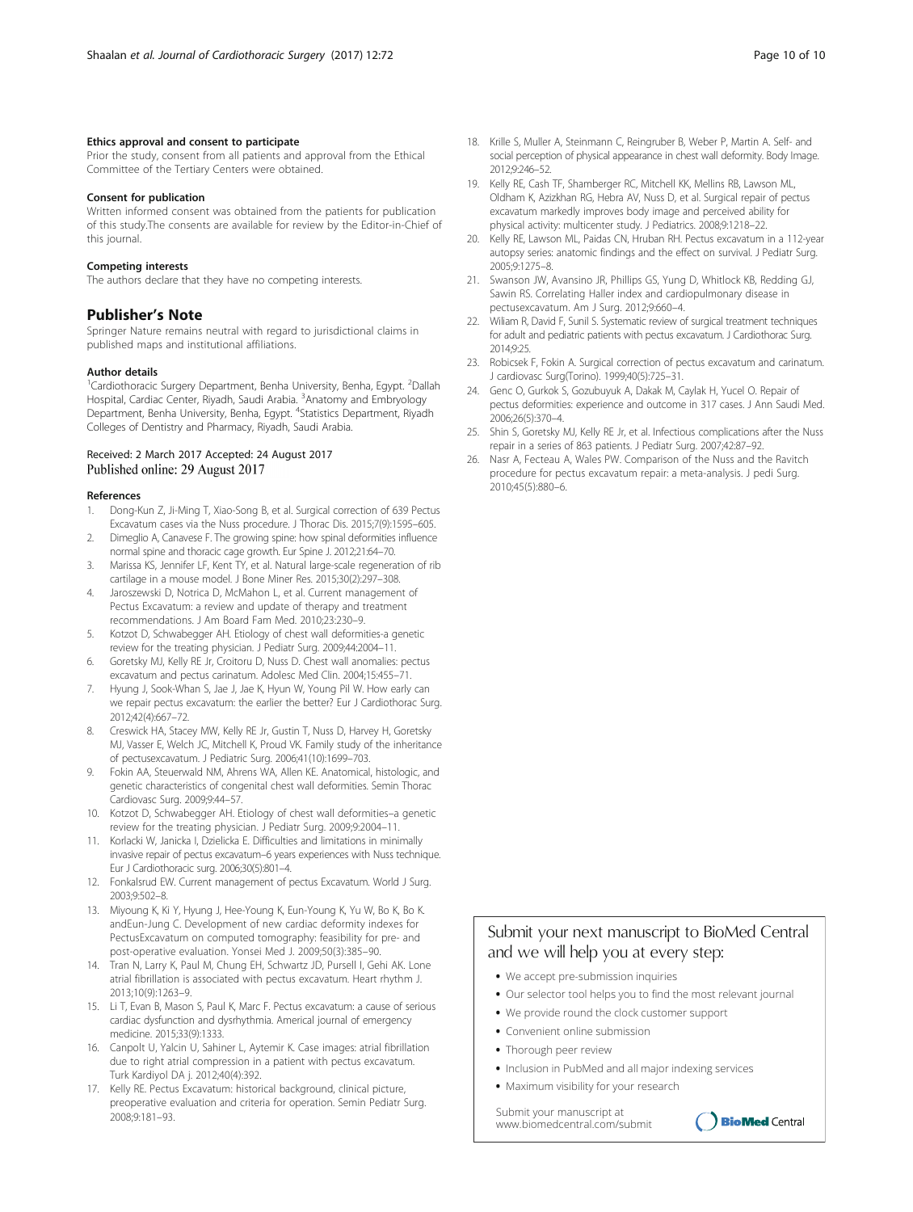#### Ethics approval and consent to participate

Prior the study, consent from all patients and approval from the Ethical Committee of the Tertiary Centers were obtained.

#### Consent for publication

Written informed consent was obtained from the patients for publication of this study.The consents are available for review by the Editor-in-Chief of this journal.

#### Competing interests

The authors declare that they have no competing interests.

## Publisher's Note

Springer Nature remains neutral with regard to jurisdictional claims in published maps and institutional affiliations.

#### Author details

[1]Cardiothoracic Surgery Department, Benha University, Benha, Egypt. [2]Dallah Hospital, Cardiac Center, Riyadh, Saudi Arabia. [3]Anatomy and Embryology Department, Benha University, Benha, Egypt. [4]Statistics Department, Riyadh Colleges of Dentistry and Pharmacy, Riyadh, Saudi Arabia.

Received: 2 March 2017 Accepted: 24 August 2017
Published online: 29 August 2017

#### References

1. Dong-Kun Z, Ji-Ming T, Xiao-Song B, et al. Surgical correction of 639 Pectus Excavatum cases via the Nuss procedure. J Thorac Dis. 2015;7(9):1595–605.
2. Dimeglio A, Canavese F. The growing spine: how spinal deformities influence normal spine and thoracic cage growth. Eur Spine J. 2012;21:64–70.
3. Marissa KS, Jennifer LF, Kent TY, et al. Natural large-scale regeneration of rib cartilage in a mouse model. J Bone Miner Res. 2015;30(2):297–308.
4. Jaroszewski D, Notrica D, McMahon L, et al. Current management of Pectus Excavatum: a review and update of therapy and treatment recommendations. J Am Board Fam Med. 2010;23:230–9.
5. Kotzot D, Schwabegger AH. Etiology of chest wall deformities-a genetic review for the treating physician. J Pediatr Surg. 2009;44:2004–11.
6. Goretsky MJ, Kelly RE Jr, Croitoru D, Nuss D. Chest wall anomalies: pectus excavatum and pectus carinatum. Adolesc Med Clin. 2004;15:455–71.
7. Hyung J, Sook-Whan S, Jae J, Jae K, Hyun W, Young Pil W. How early can we repair pectus excavatum: the earlier the better? Eur J Cardiothorac Surg. 2012;42(4):667–72.
8. Creswick HA, Stacey MW, Kelly RE Jr, Gustin T, Nuss D, Harvey H, Goretsky MJ, Vasser E, Welch JC, Mitchell K, Proud VK. Family study of the inheritance of pectusexcavatum. J Pediatric Surg. 2006;41(10):1699–703.
9. Fokin AA, Steuerwald NM, Ahrens WA, Allen KE. Anatomical, histologic, and genetic characteristics of congenital chest wall deformities. Semin Thorac Cardiovasc Surg. 2009;9:44–57.
10. Kotzot D, Schwabegger AH. Etiology of chest wall deformities–a genetic review for the treating physician. J Pediatr Surg. 2009;9:2004–11.
11. Korlacki W, Janicka I, Dzielicka E. Difficulties and limitations in minimally invasive repair of pectus excavatum–6 years experiences with Nuss technique. Eur J Cardiothoracic surg. 2006;30(5):801–4.
12. Fonkalsrud EW. Current management of pectus Excavatum. World J Surg. 2003;9:502–8.
13. Miyoung K, Ki Y, Hyung J, Hee-Young K, Eun-Young K, Yu W, Bo K, Bo K. andEun-Jung C. Development of new cardiac deformity indexes for PectusExcavatum on computed tomography: feasibility for pre- and post-operative evaluation. Yonsei Med J. 2009;50(3):385–90.
14. Tran N, Larry K, Paul M, Chung EH, Schwartz JD, Pursell I, Gehi AK. Lone atrial fibrillation is associated with pectus excavatum. Heart rhythm J. 2013;10(9):1263–9.
15. Li T, Evan B, Mason S, Paul K, Marc F. Pectus excavatum: a cause of serious cardiac dysfunction and dysrhythmia. Americal journal of emergency medicine. 2015;33(9):1333.
16. Canpolt U, Yalcin U, Sahiner L, Aytemir K. Case images: atrial fibrillation due to right atrial compression in a patient with pectus excavatum. Turk Kardiyol DA j. 2012;40(4):392.
17. Kelly RE. Pectus Excavatum: historical background, clinical picture, preoperative evaluation and criteria for operation. Semin Pediatr Surg. 2008;9:181–93.
18. Krille S, Muller A, Steinmann C, Reingruber B, Weber P, Martin A. Self- and social perception of physical appearance in chest wall deformity. Body Image. 2012;9:246–52.
19. Kelly RE, Cash TF, Shamberger RC, Mitchell KK, Mellins RB, Lawson ML, Oldham K, Azizkhan RG, Hebra AV, Nuss D, et al. Surgical repair of pectus excavatum markedly improves body image and perceived ability for physical activity: multicenter study. J Pediatrics. 2008;9:1218–22.
20. Kelly RE, Lawson ML, Paidas CN, Hruban RH. Pectus excavatum in a 112-year autopsy series: anatomic findings and the effect on survival. J Pediatr Surg. 2005;9:1275–8.
21. Swanson JW, Avansino JR, Phillips GS, Yung D, Whitlock KB, Redding GJ, Sawin RS. Correlating Haller index and cardiopulmonary disease in pectusexcavatum. Am J Surg. 2012;9:660–4.
22. Wiliam R, David F, Sunil S. Systematic review of surgical treatment techniques for adult and pediatric patients with pectus excavatum. J Cardiothorac Surg. 2014;9:25.
23. Robicsek F, Fokin A. Surgical correction of pectus excavatum and carinatum. J cardiovasc Surg(Torino). 1999;40(5):725–31.
24. Genc O, Gurkok S, Gozubuyuk A, Dakak M, Caylak H, Yucel O. Repair of pectus deformities: experience and outcome in 317 cases. J Ann Saudi Med. 2006;26(5):370–4.
25. Shin S, Goretsky MJ, Kelly RE Jr, et al. Infectious complications after the Nuss repair in a series of 863 patients. J Pediatr Surg. 2007;42:87–92.
26. Nasr A, Fecteau A, Wales PW. Comparison of the Nuss and the Ravitch procedure for pectus excavatum repair: a meta-analysis. J pedi Surg. 2010;45(5):880–6.

Submit your next manuscript to BioMed Central and we will help you at every step:

- We accept pre-submission inquiries
- Our selector tool helps you to find the most relevant journal
- We provide round the clock customer support
- Convenient online submission
- Thorough peer review
- Inclusion in PubMed and all major indexing services
- Maximum visibility for your research

Submit your manuscript at www.biomedcentral.com/submit

BioMed Central